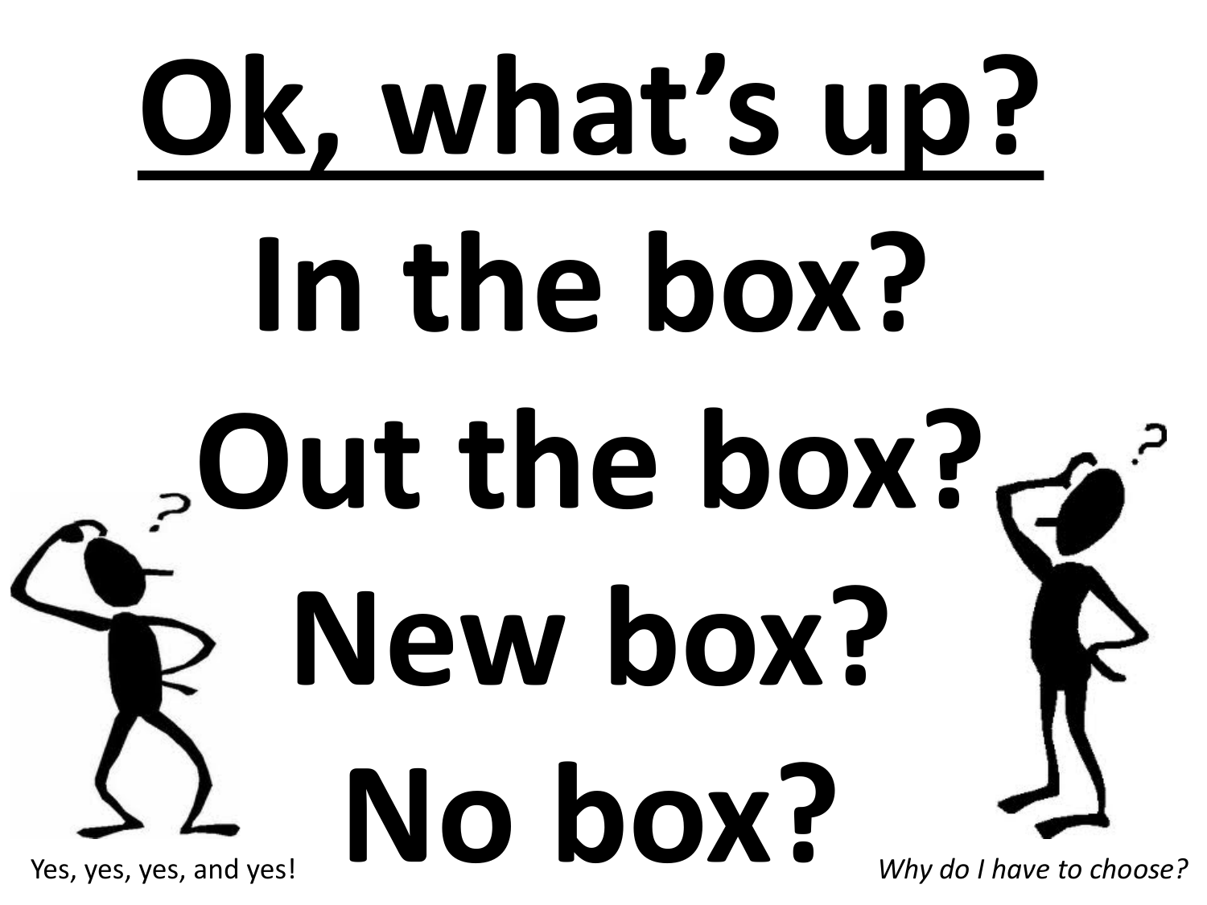# Ok, what's up?

# In the box?

# Out the box?

# New box?

# No box?

Yes, yes, yes, and yes!

*Why do I have to choose?*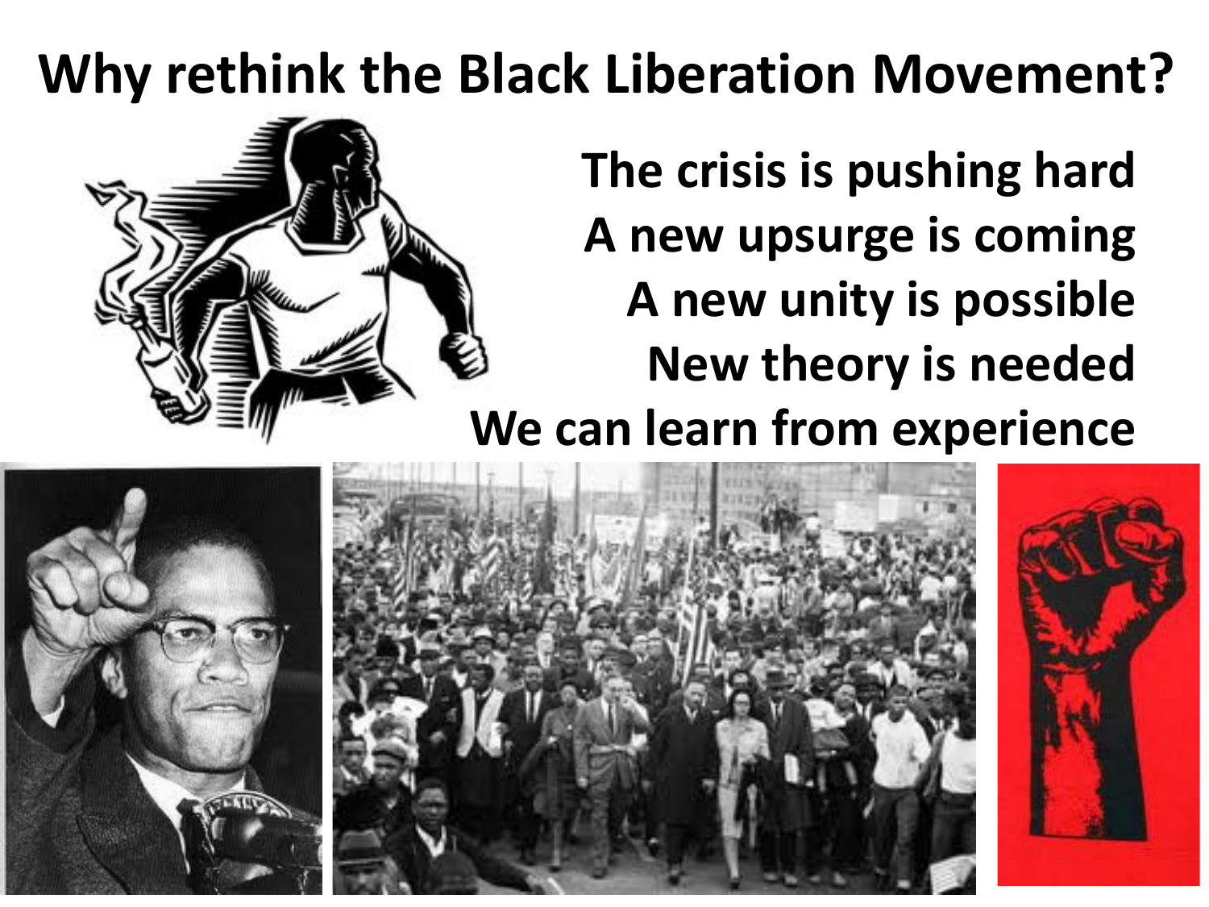# Why rethink the Black Liberation Movement?

The crisis is pushing hard
A new upsurge is coming
A new unity is possible
New theory is needed
We can learn from experience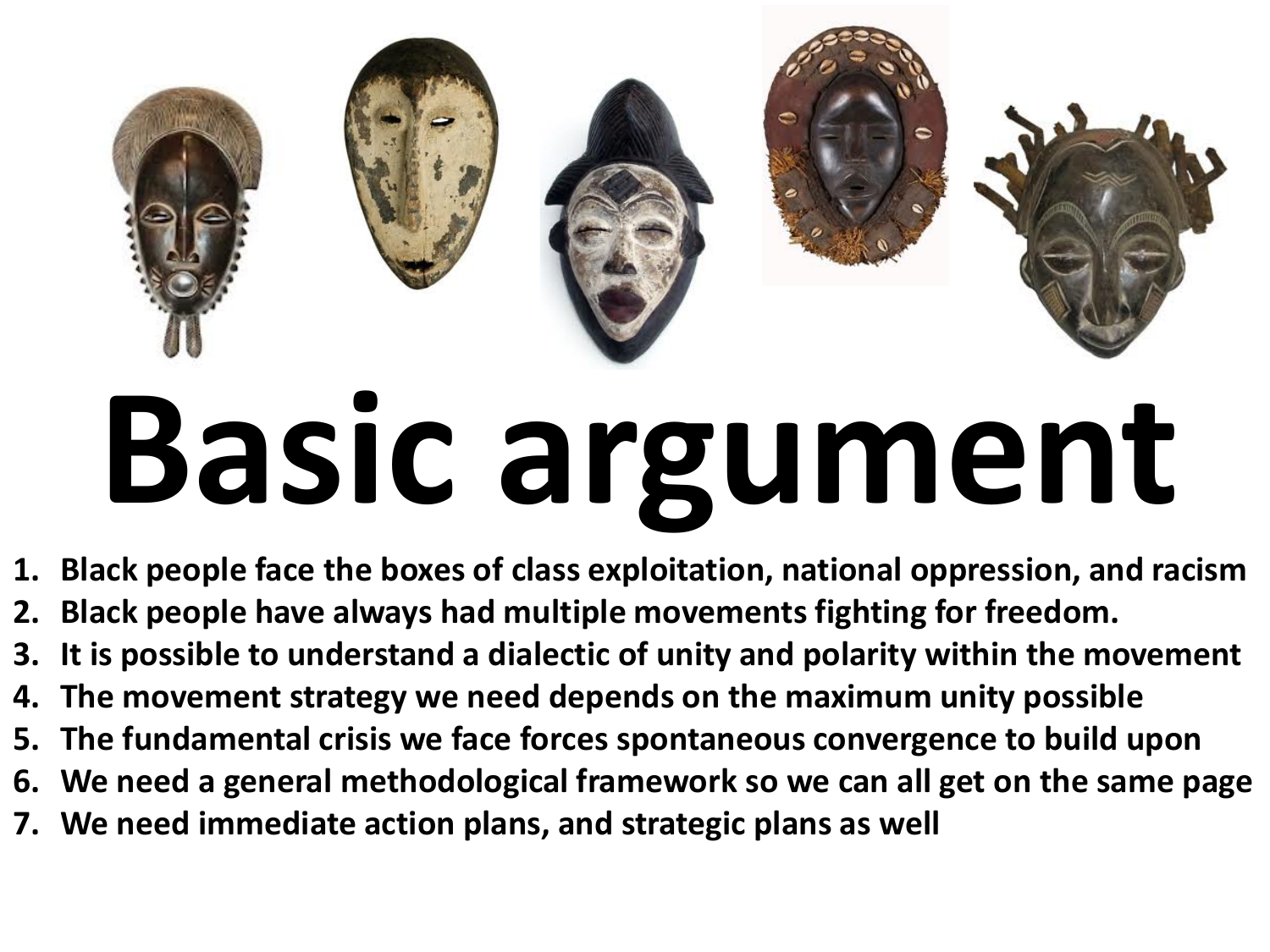# Basic argument

1. Black people face the boxes of class exploitation, national oppression, and racism
2. Black people have always had multiple movements fighting for freedom.
3. It is possible to understand a dialectic of unity and polarity within the movement
4. The movement strategy we need depends on the maximum unity possible
5. The fundamental crisis we face forces spontaneous convergence to build upon
6. We need a general methodological framework so we can all get on the same page
7. We need immediate action plans, and strategic plans as well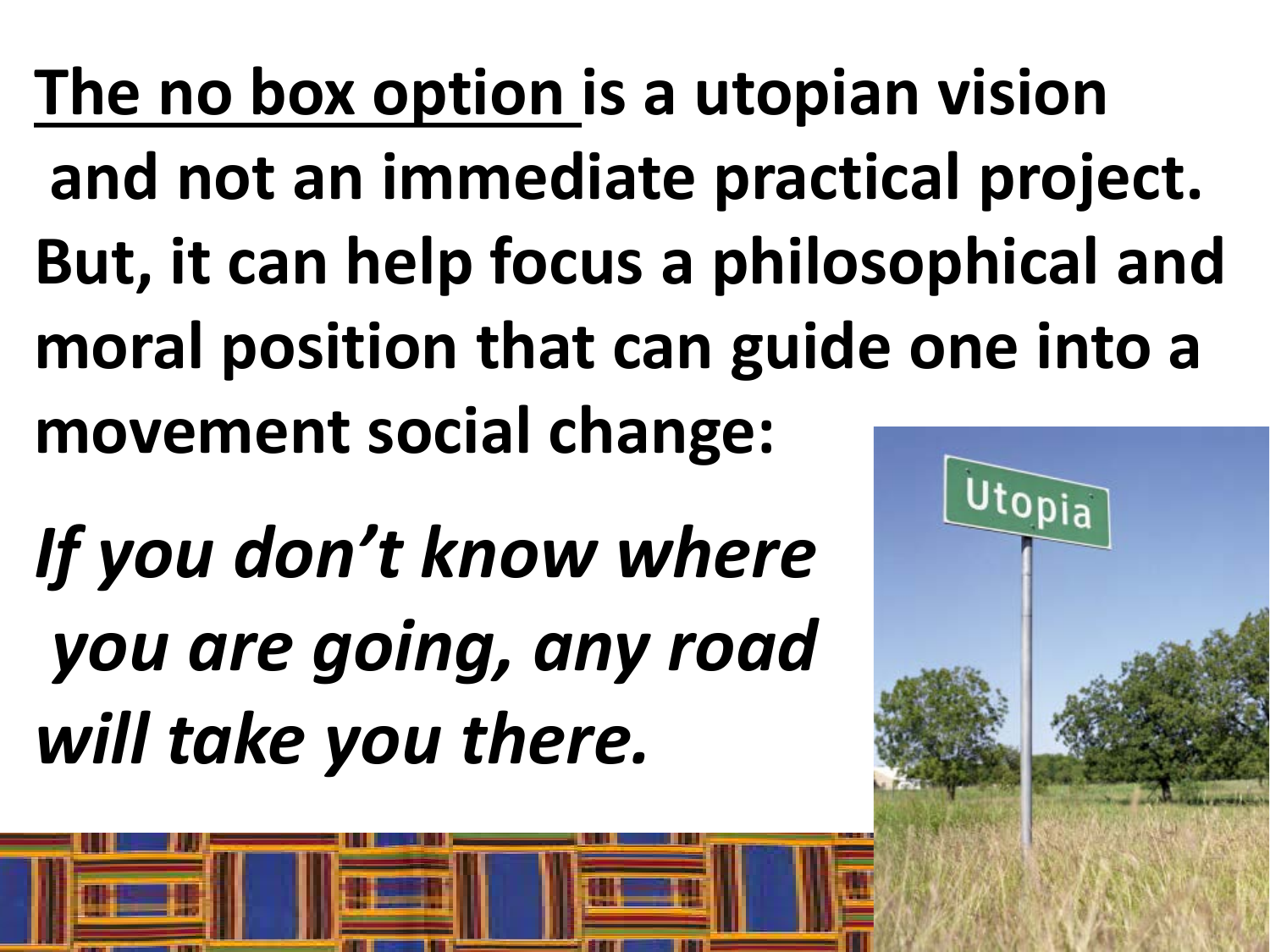**<u>The no box option</u> is a utopian vision and not an immediate practical project. But, it can help focus a philosophical and moral position that can guide one into a movement social change:**

***If you don't know where you are going, any road will take you there.***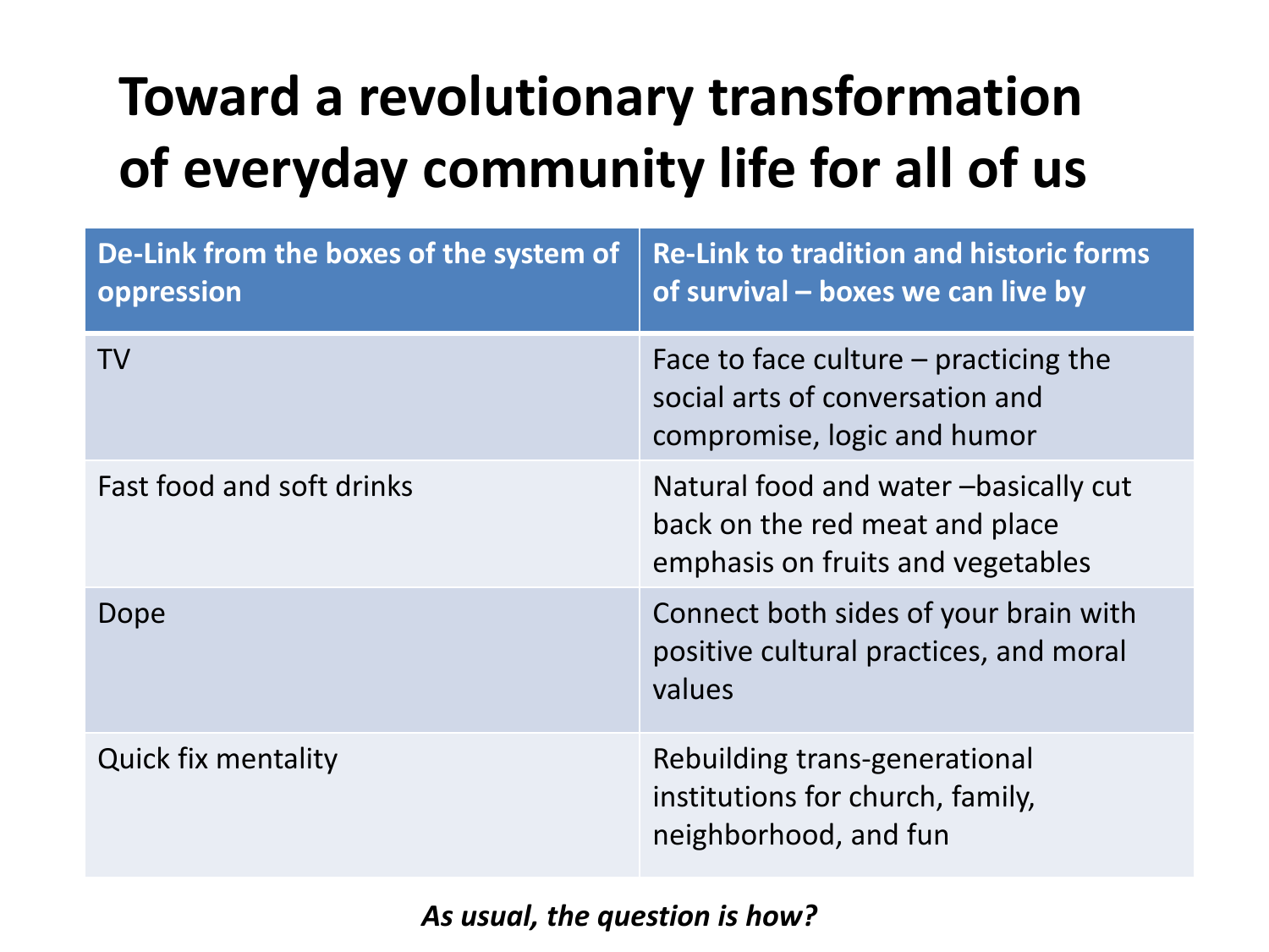# Toward a revolutionary transformation of everyday community life for all of us

| De-Link from the boxes of the system of oppression | Re-Link to tradition and historic forms of survival – boxes we can live by |
|---|---|
| TV | Face to face culture – practicing the social arts of conversation and compromise, logic and humor |
| Fast food and soft drinks | Natural food and water –basically cut back on the red meat and place emphasis on fruits and vegetables |
| Dope | Connect both sides of your brain with positive cultural practices, and moral values |
| Quick fix mentality | Rebuilding trans-generational institutions for church, family, neighborhood, and fun |

***As usual, the question is how?***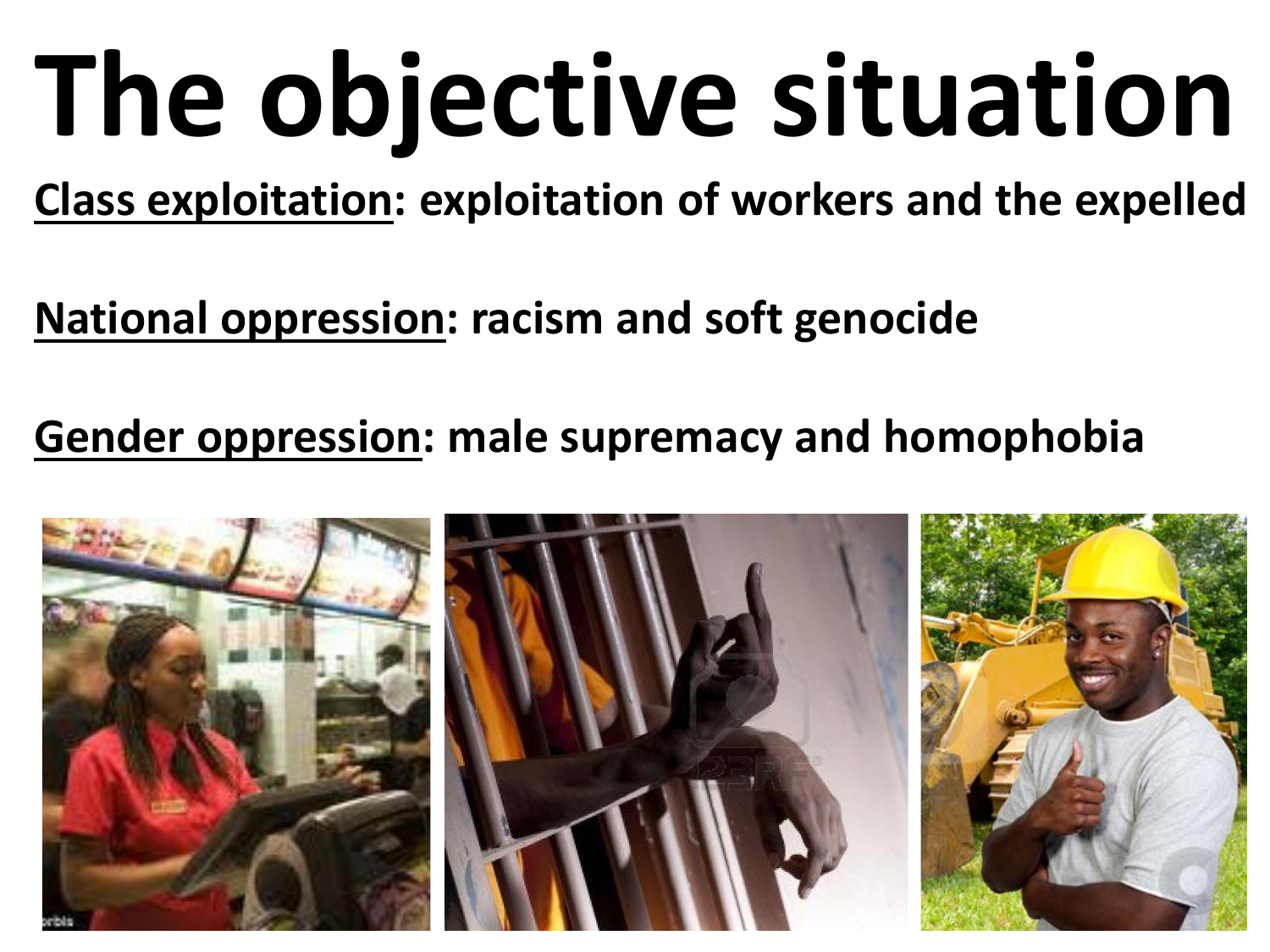# The objective situation

**<u>Class exploitation</u>: exploitation of workers and the expelled**

**<u>National oppression</u>: racism and soft genocide**

**<u>Gender oppression</u>: male supremacy and homophobia**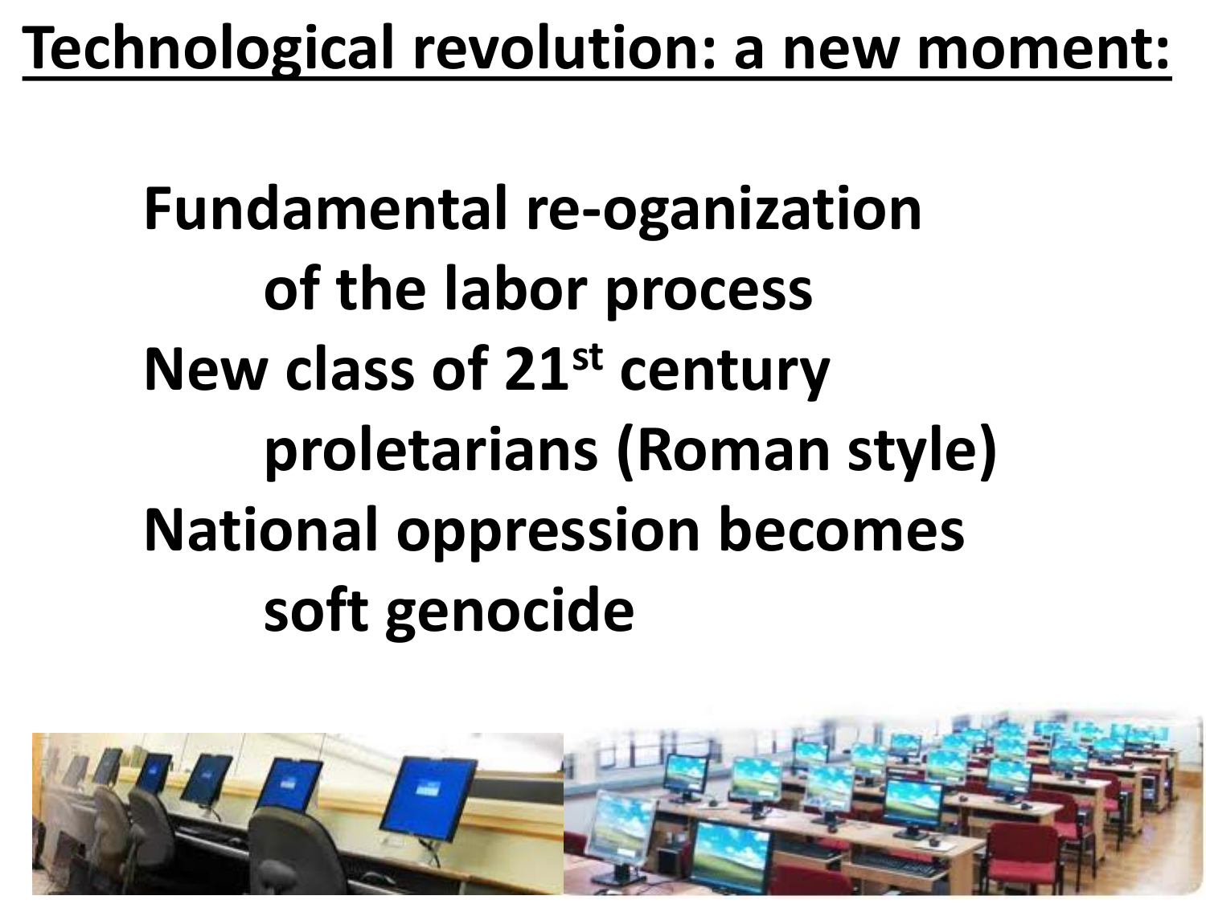# Technological revolution: a new moment:

**Fundamental re-oganization of the labor process**

**New class of 21st century proletarians (Roman style)**

**National oppression becomes soft genocide**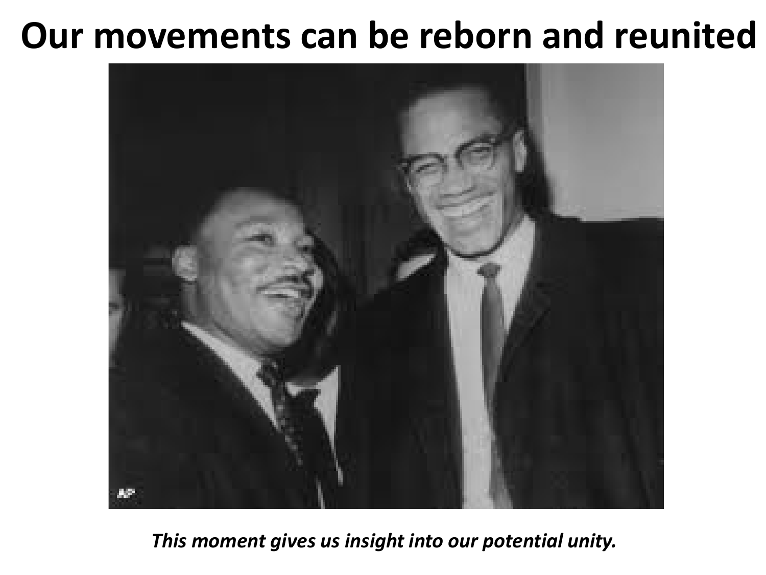# Our movements can be reborn and reunited

*This moment gives us insight into our potential unity.*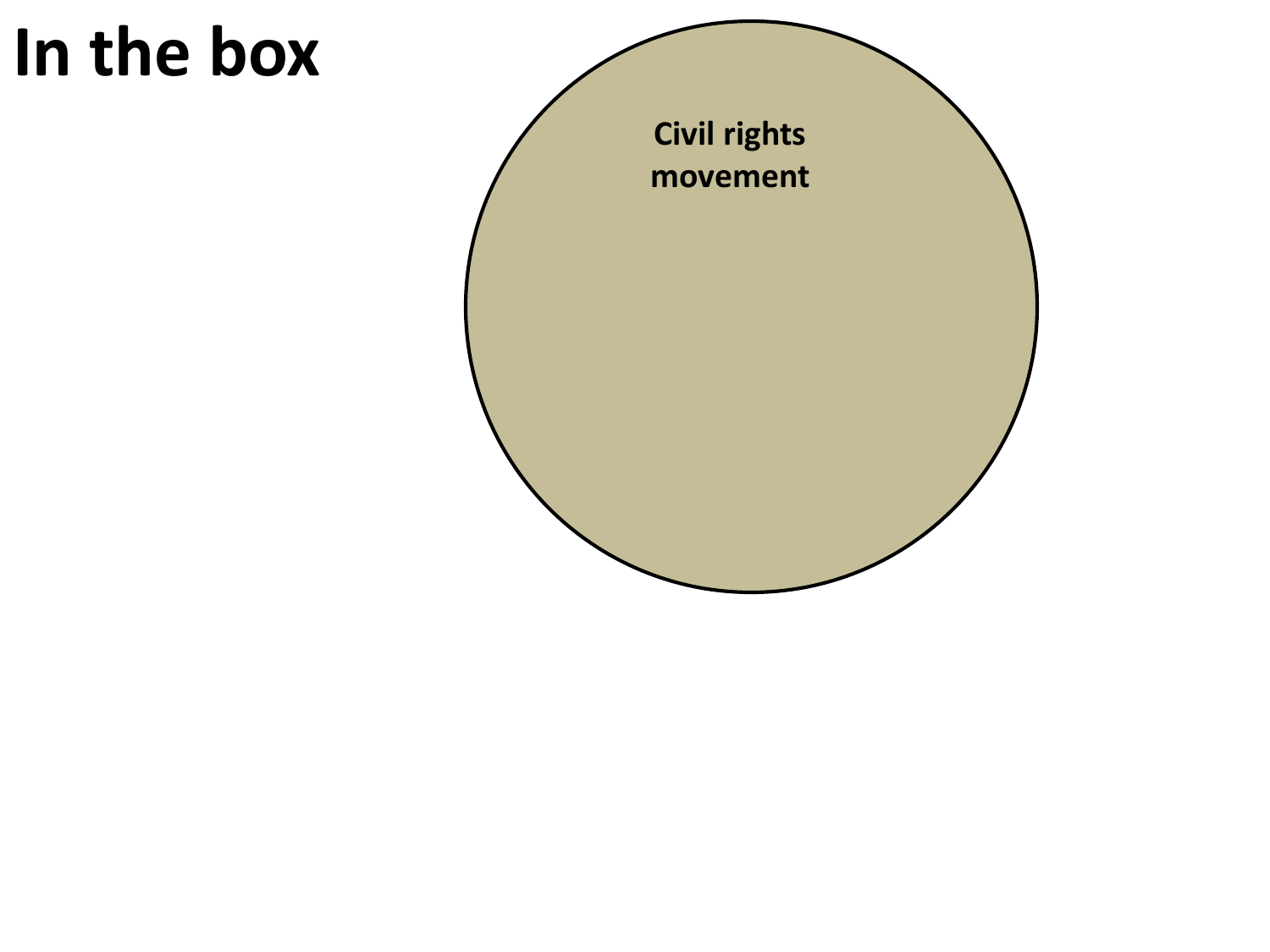# In the box

Civil rights movement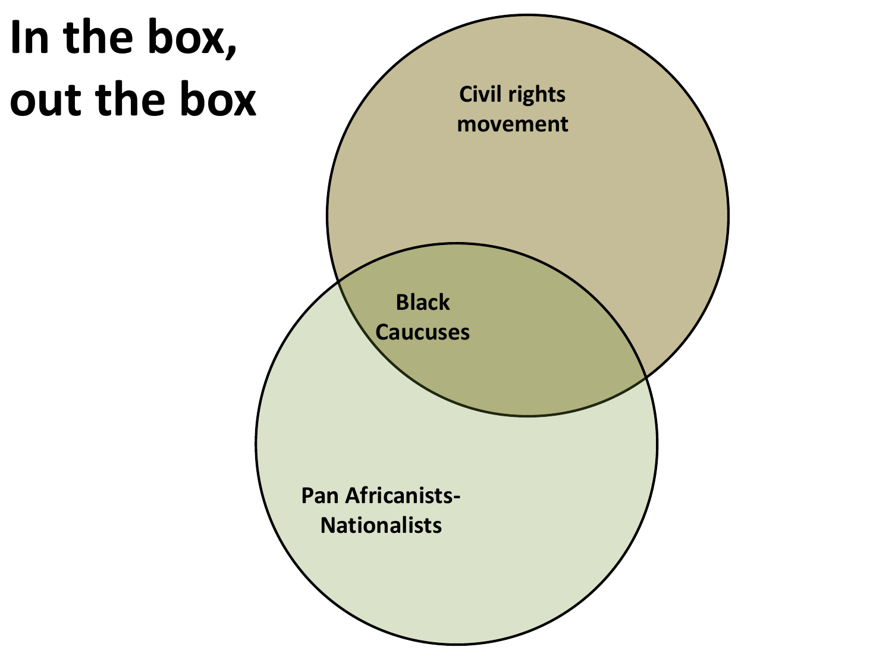# In the box, out the box

Civil rights movement

Black Caucuses

Pan Africanists-Nationalists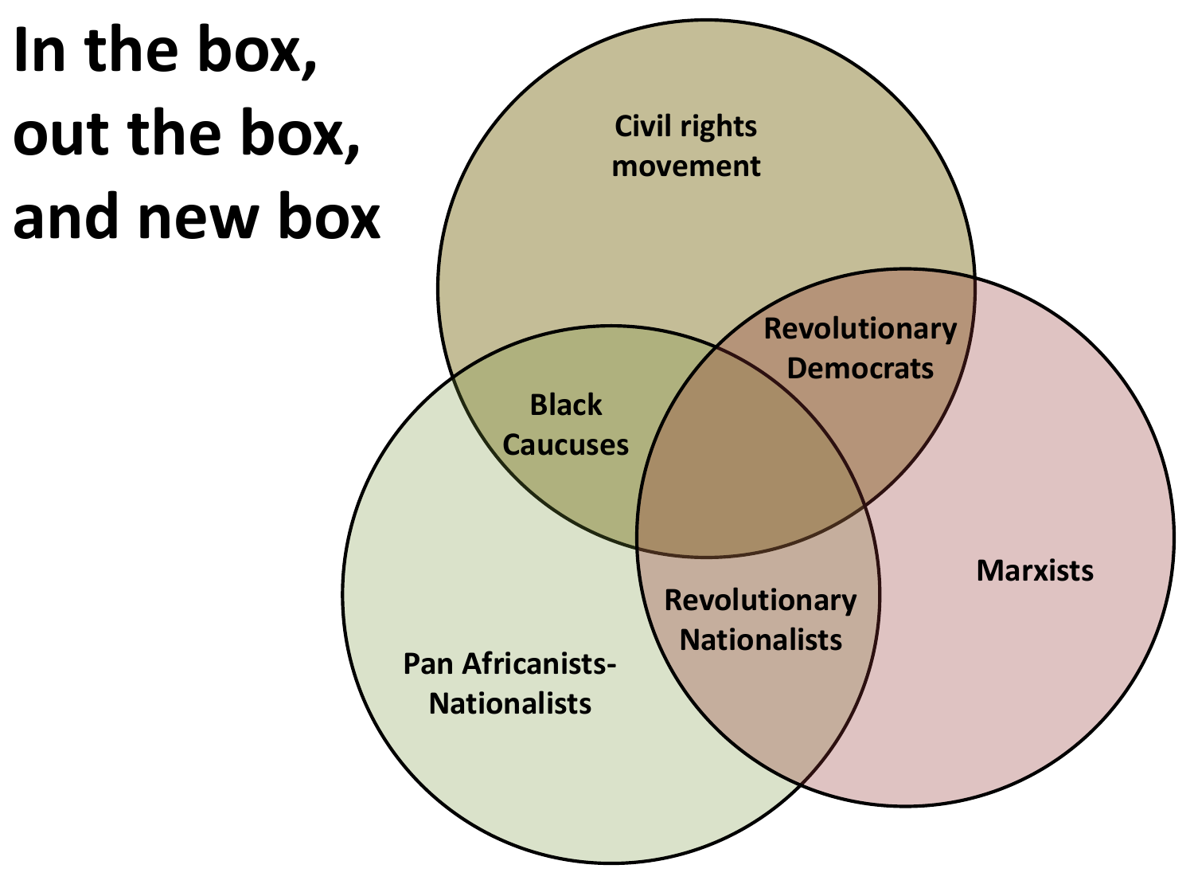# In the box, out the box, and new box

Civil rights movement

Revolutionary Democrats

Black Caucuses

Marxists

Revolutionary Nationalists

Pan Africanists-Nationalists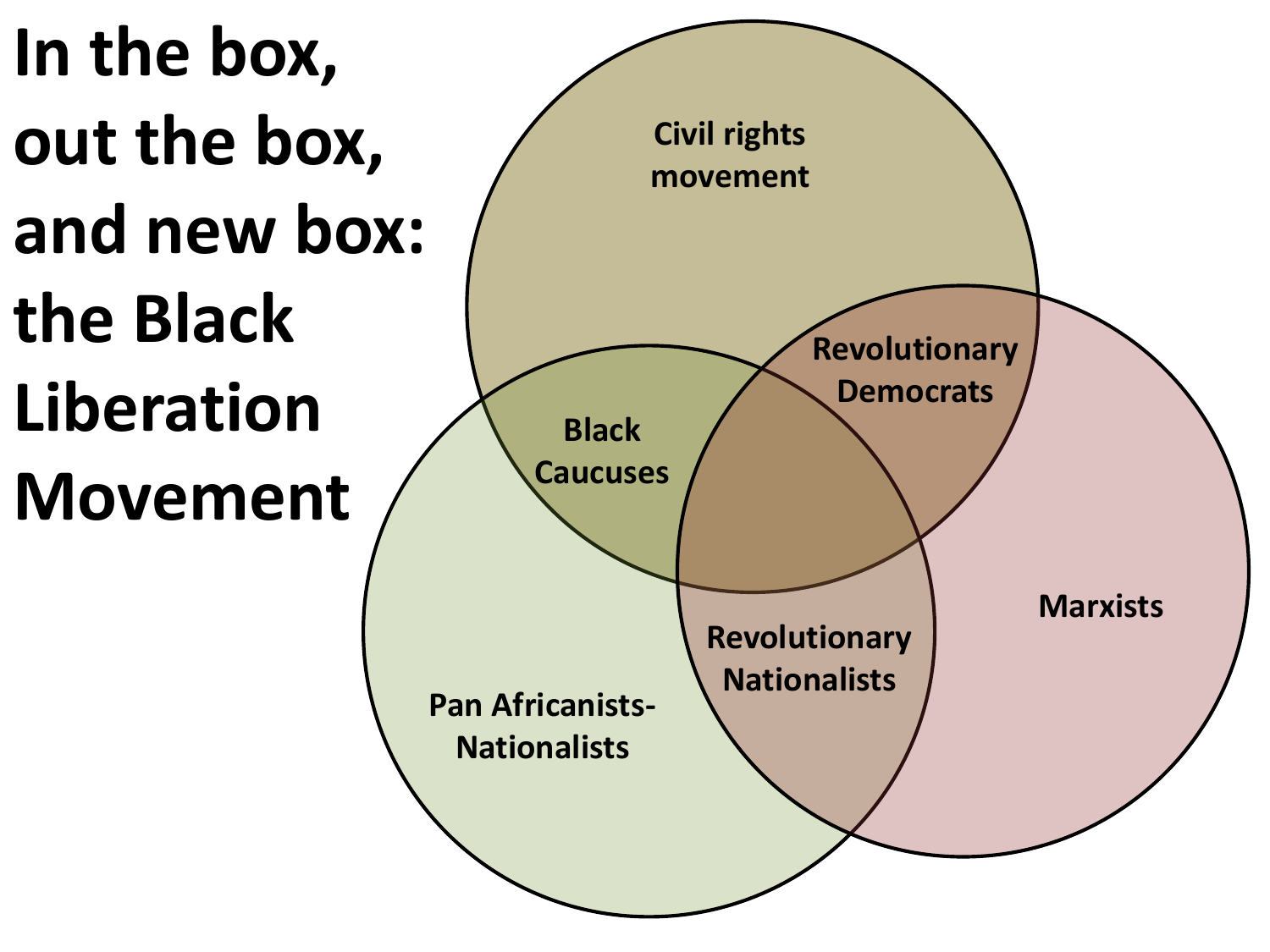# In the box, out the box, and new box: the Black Liberation Movement

Civil rights movement

Black Caucuses

Revolutionary Democrats

Marxists

Revolutionary Nationalists

Pan Africanists-Nationalists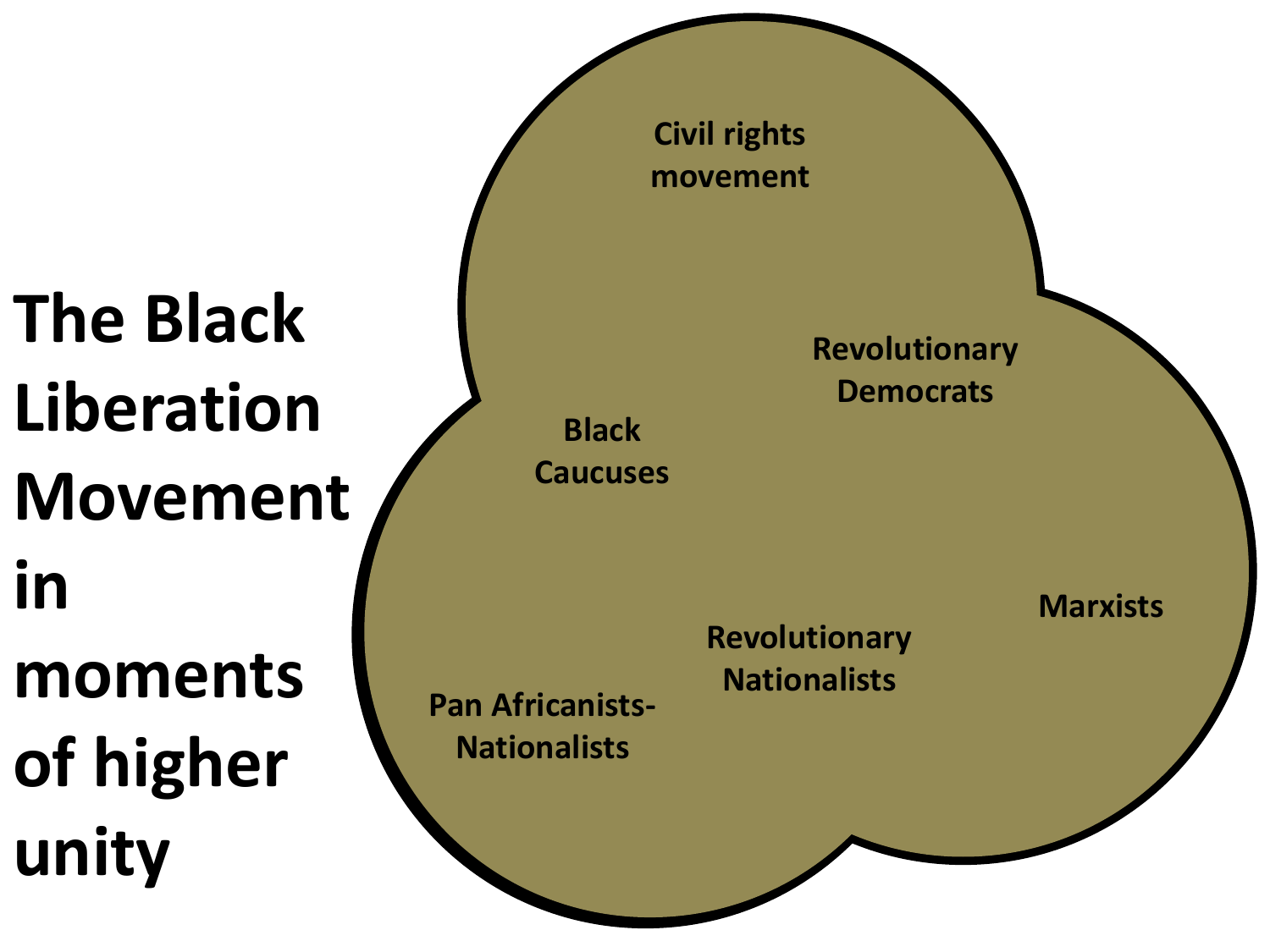# The Black Liberation Movement in moments of higher unity

- Civil rights movement
- Revolutionary Democrats
- Black Caucuses
- Marxists
- Revolutionary Nationalists
- Pan Africanists-Nationalists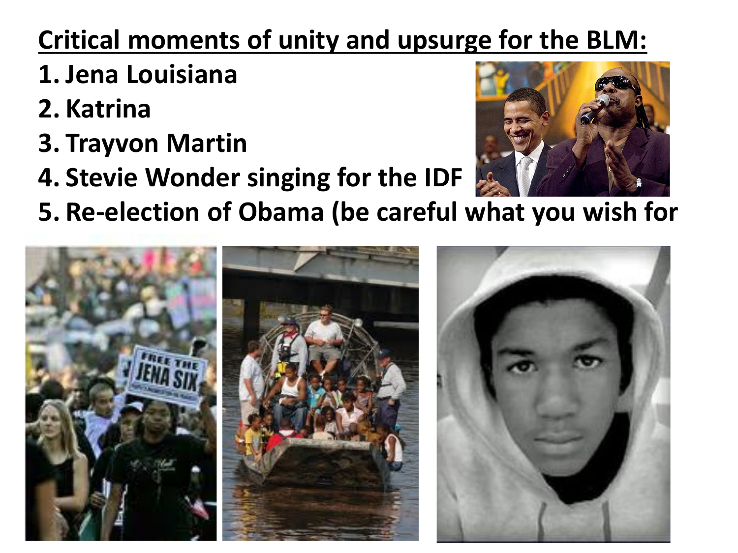## Critical moments of unity and upsurge for the BLM:

1. Jena Louisiana
2. Katrina
3. Trayvon Martin
4. Stevie Wonder singing for the IDF
5. Re-election of Obama (be careful what you wish for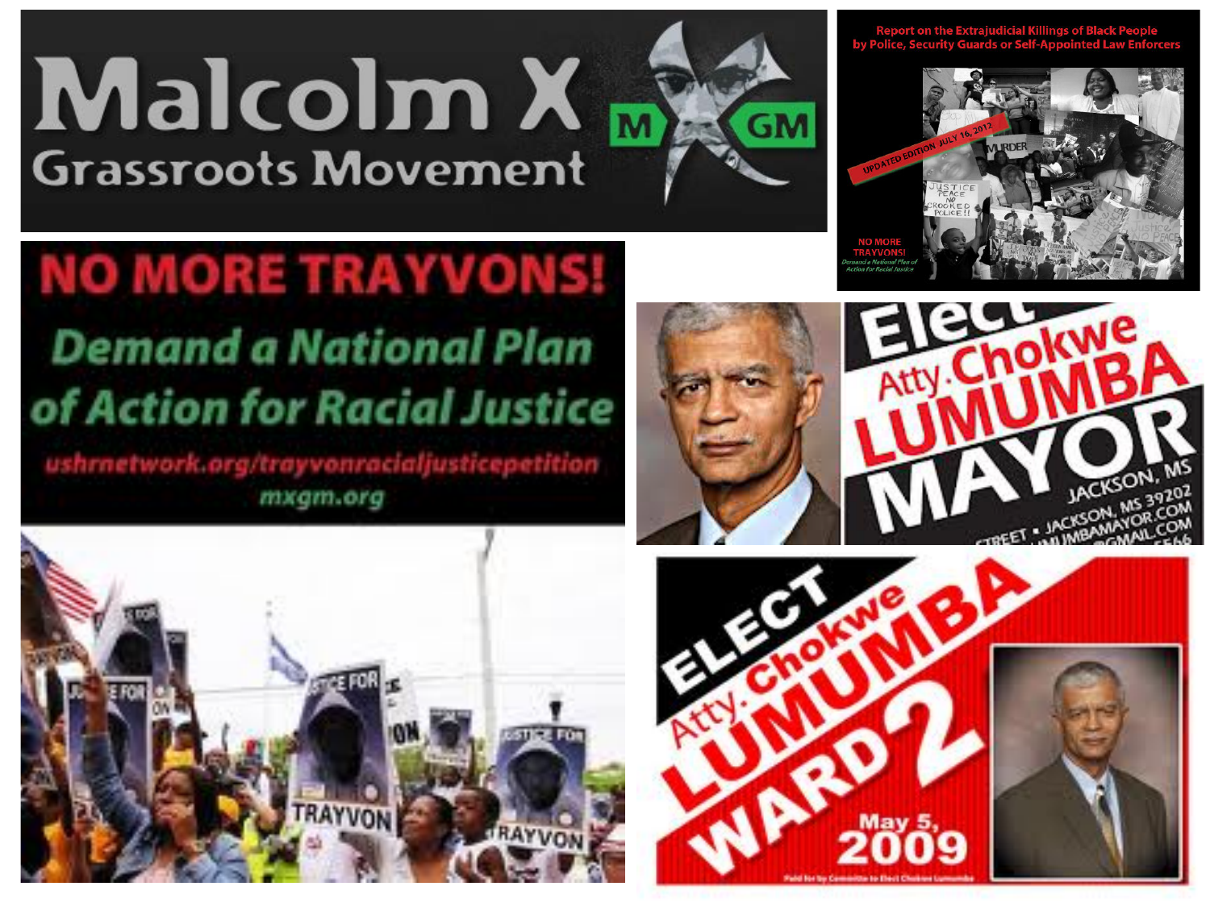# Malcolm X Grassroots Movement

MXGM

**Report on the Extrajudicial Killings of Black People by Police, Security Guards or Self-Appointed Law Enforcers**

UPDATED EDITION JULY 16, 2012

NO MORE TRAYVONS! Demand a National Plan of Action for Racial Justice

## NO MORE TRAYVONS!

### Demand a National Plan of Action for Racial Justice

ushrnetwork.org/trayvonracialjusticepetition

mxgm.org

JUSTICE FOR TRAYVON

Elect Atty. Chokwe LUMUMBA MAYOR

JACKSON, MS

ELECT Atty. Chokwe LUMUMBA WARD 2

May 5, 2009

Paid for by Committee to Elect Chokwe Lumumba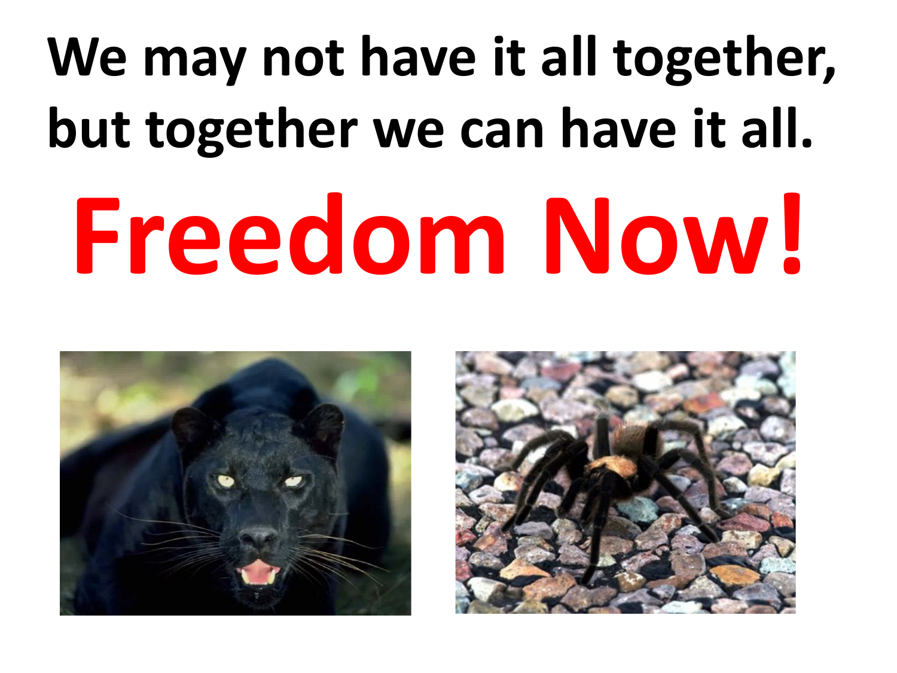# We may not have it all together, but together we can have it all.

# Freedom Now!